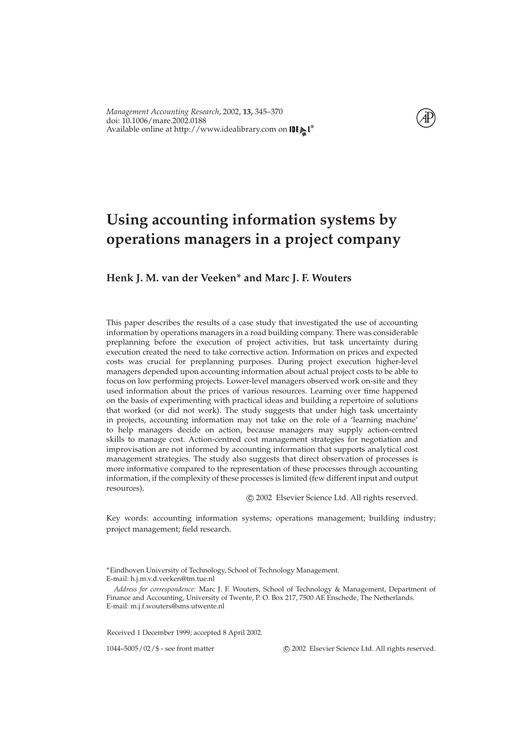# Using accounting information systems by operations managers in a project company

**Henk J. M. van der Veeken* and Marc J. F. Wouters**

This paper describes the results of a case study that investigated the use of accounting information by operations managers in a road building company. There was considerable preplanning before the execution of project activities, but task uncertainty during execution created the need to take corrective action. Information on prices and expected costs was crucial for preplanning purposes. During project execution higher-level managers depended upon accounting information about actual project costs to be able to focus on low performing projects. Lower-level managers observed work on-site and they used information about the prices of various resources. Learning over time happened on the basis of experimenting with practical ideas and building a repertoire of solutions that worked (or did not work). The study suggests that under high task uncertainty in projects, accounting information may not take on the role of a 'learning machine' to help managers decide on action, because managers may supply action-centred skills to manage cost. Action-centred cost management strategies for negotiation and improvisation are not informed by accounting information that supports analytical cost management strategies. The study also suggests that direct observation of processes is more informative compared to the representation of these processes through accounting information, if the complexity of these processes is limited (few different input and output resources).

© 2002 Elsevier Science Ltd. All rights reserved.

Key words: accounting information systems; operations management; building industry; project management; field research.

*Eindhoven University of Technology, School of Technology Management.
E-mail: h.j.m.v.d.veeken@tm.tue.nl

*Address for correspondence:* Marc J. F. Wouters, School of Technology & Management, Department of Finance and Accounting, University of Twente, P. O. Box 217, 7500 AE Enschede, The Netherlands.
E-mail: m.j.f.wouters@sms.utwente.nl

Received 1 December 1999; accepted 8 April 2002.

1044–5005/02/$ - see front matter © 2002 Elsevier Science Ltd. All rights reserved.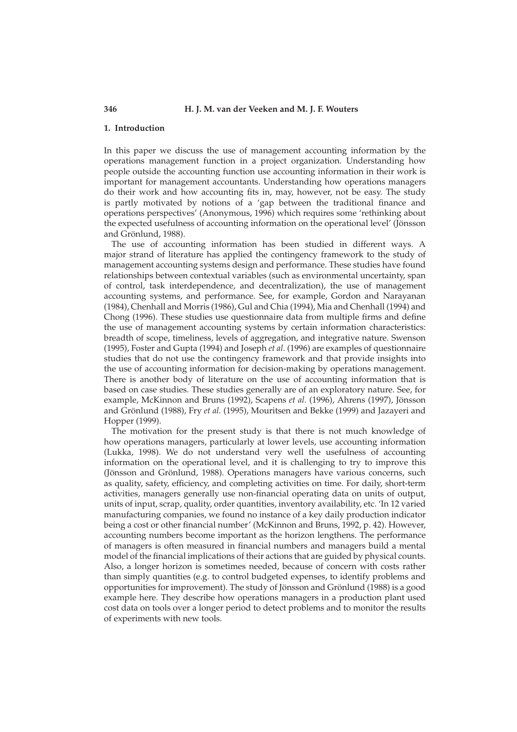## 1. Introduction

In this paper we discuss the use of management accounting information by the operations management function in a project organization. Understanding how people outside the accounting function use accounting information in their work is important for management accountants. Understanding how operations managers do their work and how accounting fits in, may, however, not be easy. The study is partly motivated by notions of a 'gap between the traditional finance and operations perspectives' (Anonymous, 1996) which requires some 'rethinking about the expected usefulness of accounting information on the operational level' (Jönsson and Grönlund, 1988).

The use of accounting information has been studied in different ways. A major strand of literature has applied the contingency framework to the study of management accounting systems design and performance. These studies have found relationships between contextual variables (such as environmental uncertainty, span of control, task interdependence, and decentralization), the use of management accounting systems, and performance. See, for example, Gordon and Narayanan (1984), Chenhall and Morris (1986), Gul and Chia (1994), Mia and Chenhall (1994) and Chong (1996). These studies use questionnaire data from multiple firms and define the use of management accounting systems by certain information characteristics: breadth of scope, timeliness, levels of aggregation, and integrative nature. Swenson (1995), Foster and Gupta (1994) and Joseph *et al.* (1996) are examples of questionnaire studies that do not use the contingency framework and that provide insights into the use of accounting information for decision-making by operations management. There is another body of literature on the use of accounting information that is based on case studies. These studies generally are of an exploratory nature. See, for example, McKinnon and Bruns (1992), Scapens *et al.* (1996), Ahrens (1997), Jönsson and Grönlund (1988), Fry *et al.* (1995), Mouritsen and Bekke (1999) and Jazayeri and Hopper (1999).

The motivation for the present study is that there is not much knowledge of how operations managers, particularly at lower levels, use accounting information (Lukka, 1998). We do not understand very well the usefulness of accounting information on the operational level, and it is challenging to try to improve this (Jönsson and Grönlund, 1988). Operations managers have various concerns, such as quality, safety, efficiency, and completing activities on time. For daily, short-term activities, managers generally use non-financial operating data on units of output, units of input, scrap, quality, order quantities, inventory availability, etc. 'In 12 varied manufacturing companies, we found no instance of a key daily production indicator being a cost or other financial number' (McKinnon and Bruns, 1992, p. 42). However, accounting numbers become important as the horizon lengthens. The performance of managers is often measured in financial numbers and managers build a mental model of the financial implications of their actions that are guided by physical counts. Also, a longer horizon is sometimes needed, because of concern with costs rather than simply quantities (e.g. to control budgeted expenses, to identify problems and opportunities for improvement). The study of Jönsson and Grönlund (1988) is a good example here. They describe how operations managers in a production plant used cost data on tools over a longer period to detect problems and to monitor the results of experiments with new tools.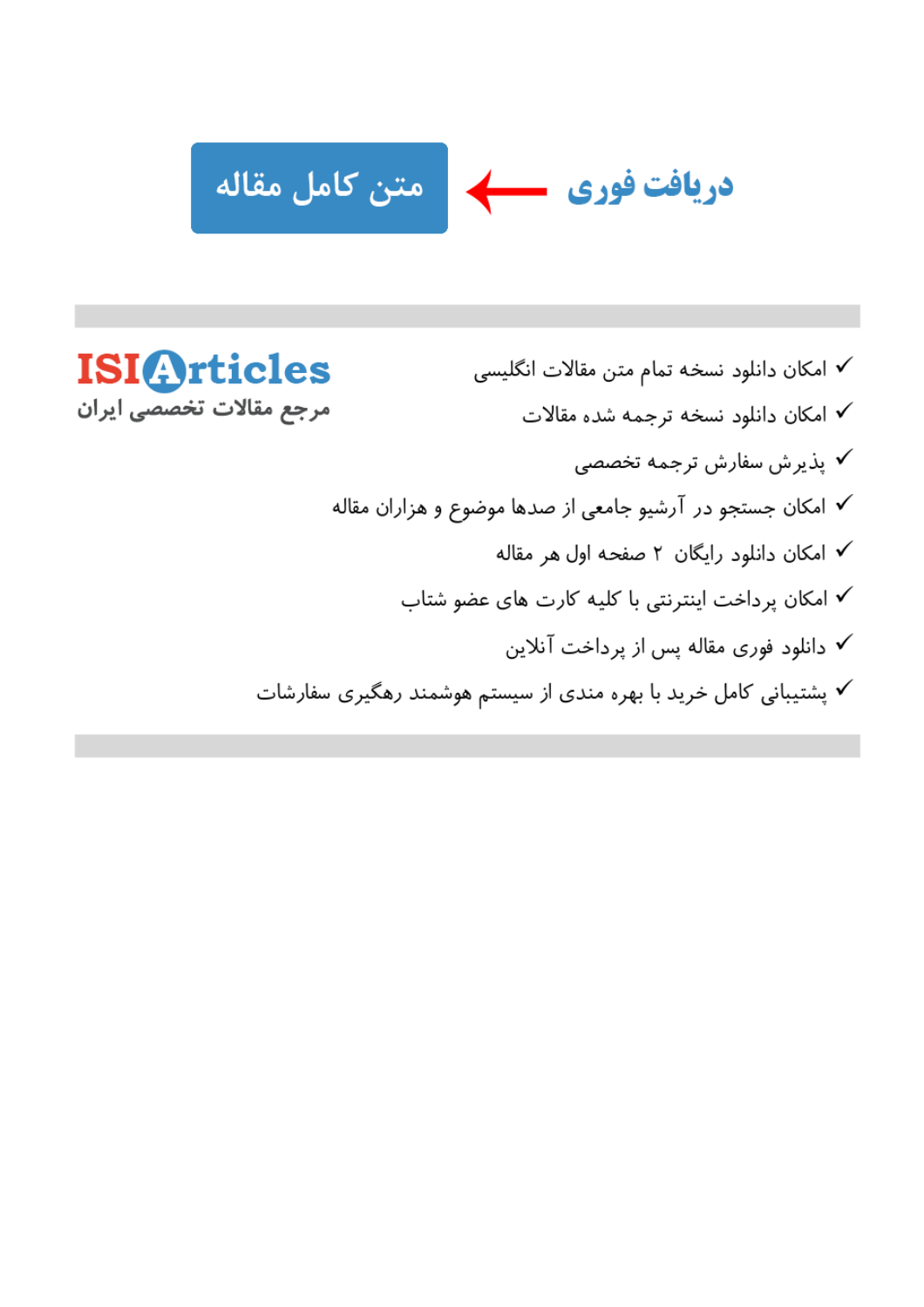دریافت فوری ← **متن کامل مقاله**

**ISIArticles**
مرجع مقالات تخصصی ایران

- ✓ امکان دانلود نسخه تمام متن مقالات انگلیسی
- ✓ امکان دانلود نسخه ترجمه شده مقالات
- ✓ پذیرش سفارش ترجمه تخصصی
- ✓ امکان جستجو در آرشیو جامعی از صدها موضوع و هزاران مقاله
- ✓ امکان دانلود رایگان ۲ صفحه اول هر مقاله
- ✓ امکان پرداخت اینترنتی با کلیه کارت های عضو شتاب
- ✓ دانلود فوری مقاله پس از پرداخت آنلاین
- ✓ پشتیبانی کامل خرید با بهره مندی از سیستم هوشمند رهگیری سفارشات